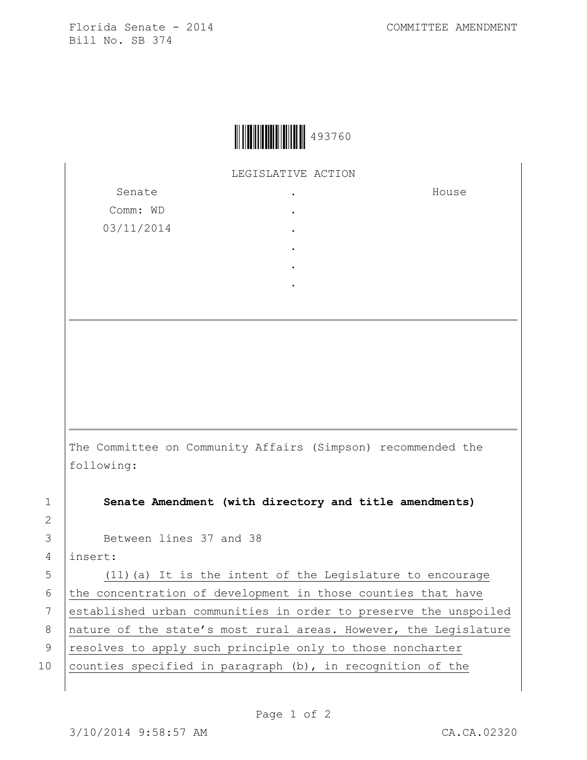Florida Senate - 2014
Bill No. SB 374

COMMITTEE AMENDMENT

493760

LEGISLATIVE ACTION

| Senate | | House |
| --- | --- | --- |
| Comm: WD | . | |
| 03/11/2014 | . | |

The Committee on Community Affairs (Simpson) recommended the following:

**Senate Amendment (with directory and title amendments)**

Between lines 37 and 38
insert:

(11)(a) It is the intent of the Legislature to encourage the concentration of development in those counties that have established urban communities in order to preserve the unspoiled nature of the state's most rural areas. However, the Legislature resolves to apply such principle only to those noncharter counties specified in paragraph (b), in recognition of the

3/10/2014 9:58:57 AM

CA.CA.02320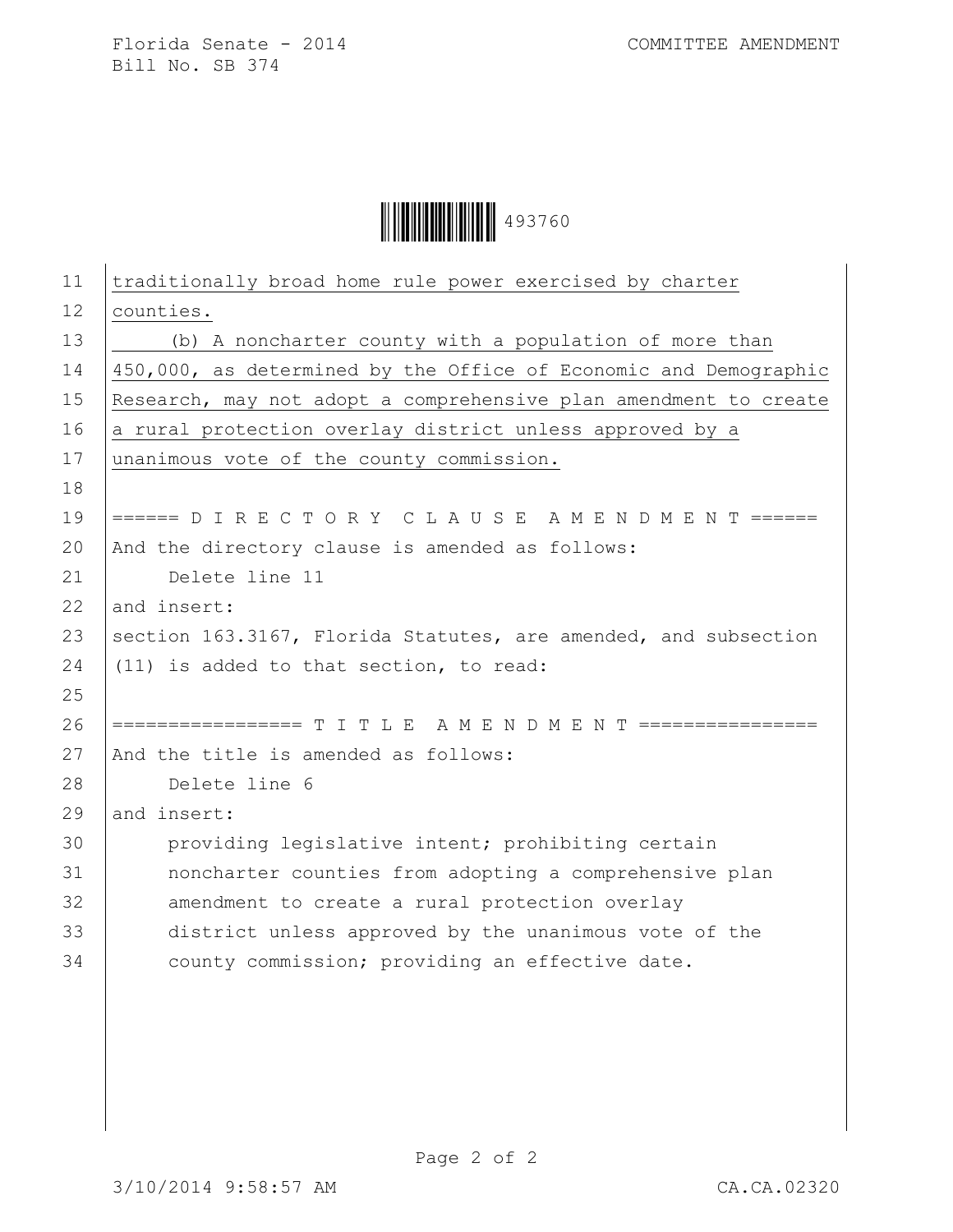traditionally broad home rule power exercised by charter counties.

(b) A noncharter county with a population of more than 450,000, as determined by the Office of Economic and Demographic Research, may not adopt a comprehensive plan amendment to create a rural protection overlay district unless approved by a unanimous vote of the county commission.

====== D I R E C T O R Y  C L A U S E  A M E N D M E N T ======

And the directory clause is amended as follows:

Delete line 11

and insert:

section 163.3167, Florida Statutes, are amended, and subsection (11) is added to that section, to read:

================= T I T L E  A M E N D M E N T ================

And the title is amended as follows:

Delete line 6

and insert:

providing legislative intent; prohibiting certain noncharter counties from adopting a comprehensive plan amendment to create a rural protection overlay district unless approved by the unanimous vote of the county commission; providing an effective date.